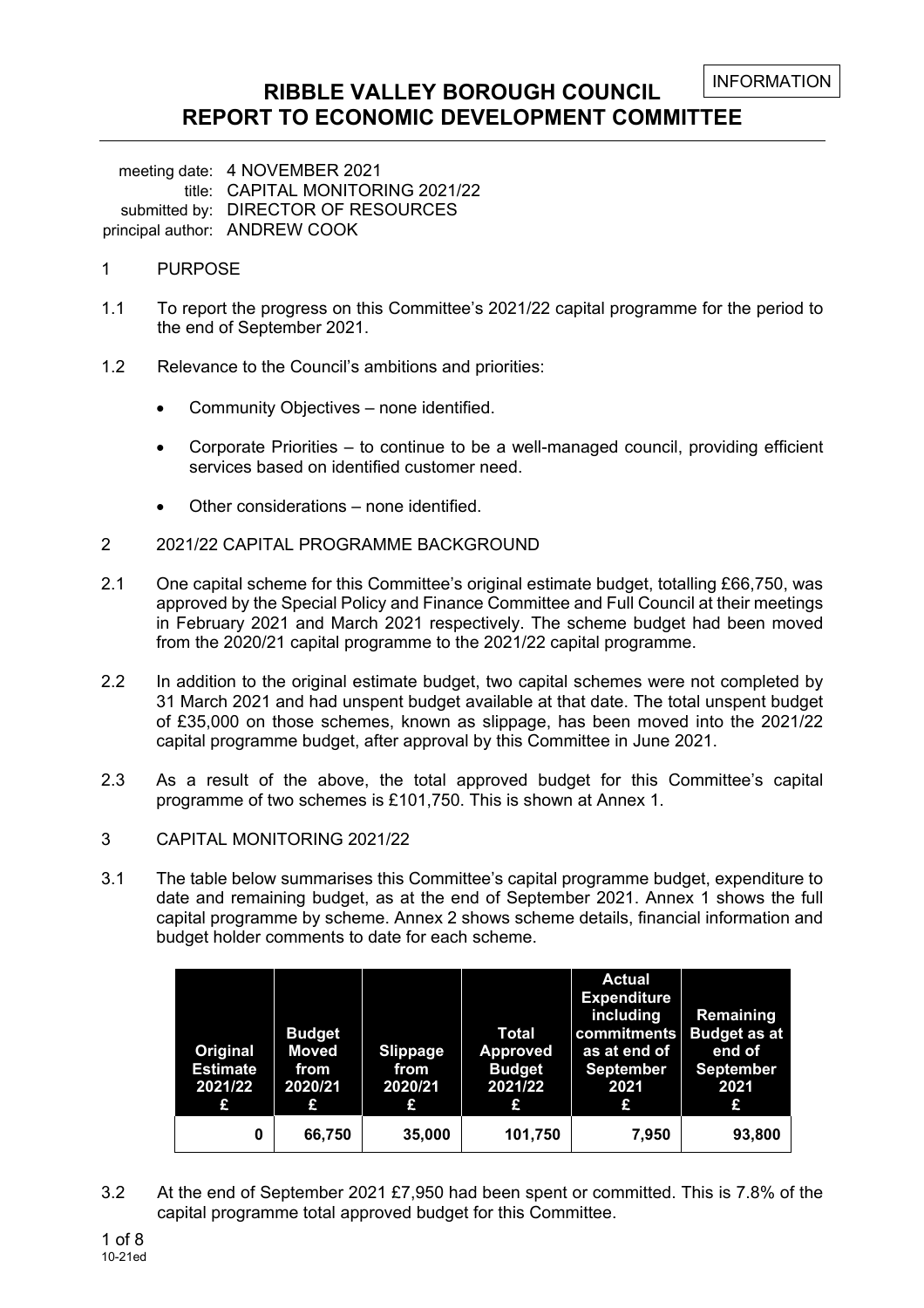INFORMATION

# RIBBLE VALLEY BOROUGH COUNCIL
# REPORT TO ECONOMIC DEVELOPMENT COMMITTEE

meeting date: 4 NOVEMBER 2021
title: CAPITAL MONITORING 2021/22
submitted by: DIRECTOR OF RESOURCES
principal author: ANDREW COOK

## 1 PURPOSE

1.1 To report the progress on this Committee's 2021/22 capital programme for the period to the end of September 2021.

1.2 Relevance to the Council's ambitions and priorities:

- Community Objectives – none identified.
- Corporate Priorities – to continue to be a well-managed council, providing efficient services based on identified customer need.
- Other considerations – none identified.

## 2 2021/22 CAPITAL PROGRAMME BACKGROUND

2.1 One capital scheme for this Committee's original estimate budget, totalling £66,750, was approved by the Special Policy and Finance Committee and Full Council at their meetings in February 2021 and March 2021 respectively. The scheme budget had been moved from the 2020/21 capital programme to the 2021/22 capital programme.

2.2 In addition to the original estimate budget, two capital schemes were not completed by 31 March 2021 and had unspent budget available at that date. The total unspent budget of £35,000 on those schemes, known as slippage, has been moved into the 2021/22 capital programme budget, after approval by this Committee in June 2021.

2.3 As a result of the above, the total approved budget for this Committee's capital programme of two schemes is £101,750. This is shown at Annex 1.

## 3 CAPITAL MONITORING 2021/22

3.1 The table below summarises this Committee's capital programme budget, expenditure to date and remaining budget, as at the end of September 2021. Annex 1 shows the full capital programme by scheme. Annex 2 shows scheme details, financial information and budget holder comments to date for each scheme.

| Original Estimate 2021/22 £ | Budget Moved from 2020/21 £ | Slippage from 2020/21 £ | Total Approved Budget 2021/22 £ | Actual Expenditure including commitments as at end of September 2021 £ | Remaining Budget as at end of September 2021 £ |
|---|---|---|---|---|---|
| 0 | 66,750 | 35,000 | 101,750 | 7,950 | 93,800 |

3.2 At the end of September 2021 £7,950 had been spent or committed. This is 7.8% of the capital programme total approved budget for this Committee.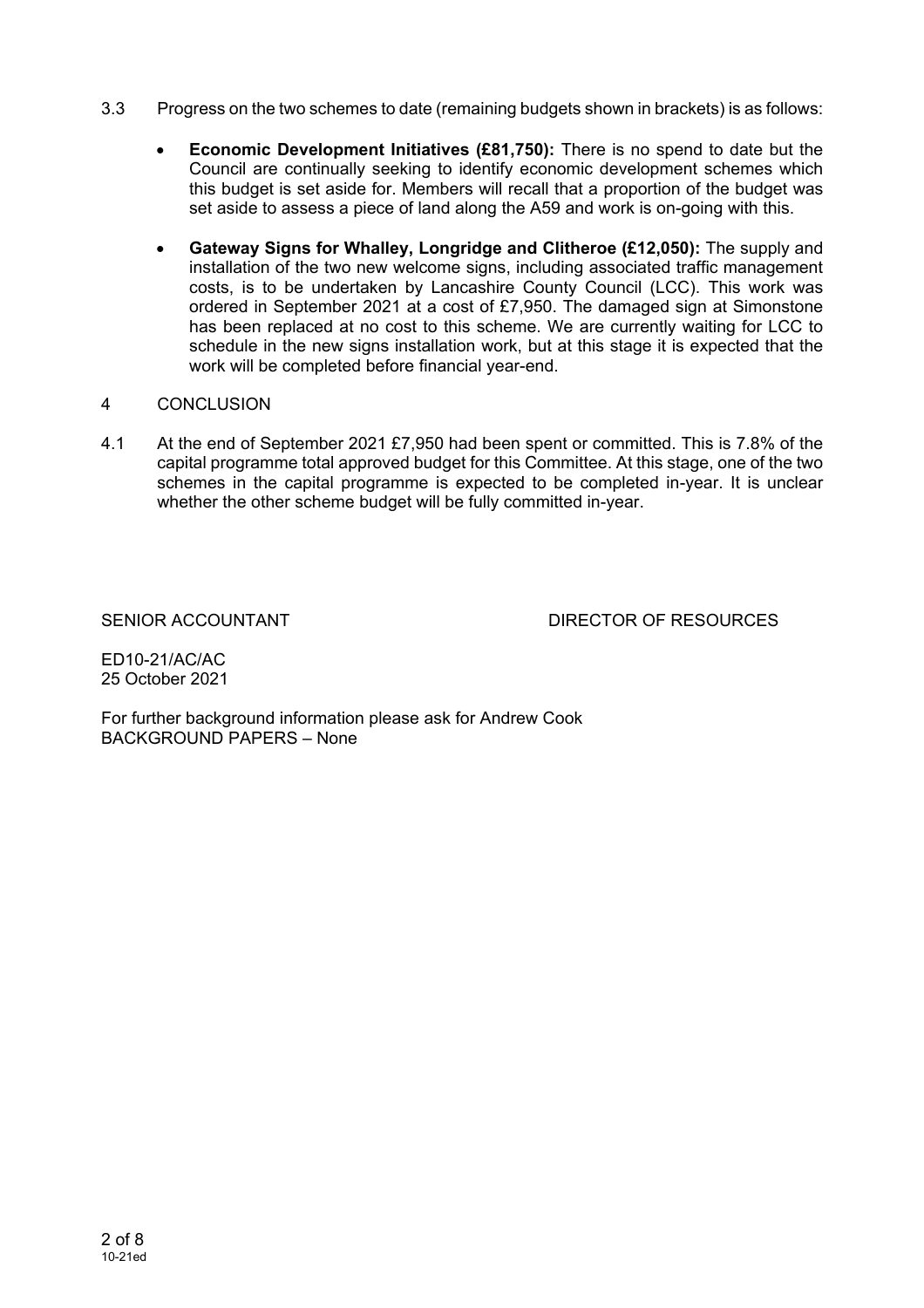3.3 Progress on the two schemes to date (remaining budgets shown in brackets) is as follows:

- **Economic Development Initiatives (£81,750):** There is no spend to date but the Council are continually seeking to identify economic development schemes which this budget is set aside for. Members will recall that a proportion of the budget was set aside to assess a piece of land along the A59 and work is on-going with this.

- **Gateway Signs for Whalley, Longridge and Clitheroe (£12,050):** The supply and installation of the two new welcome signs, including associated traffic management costs, is to be undertaken by Lancashire County Council (LCC). This work was ordered in September 2021 at a cost of £7,950. The damaged sign at Simonstone has been replaced at no cost to this scheme. We are currently waiting for LCC to schedule in the new signs installation work, but at this stage it is expected that the work will be completed before financial year-end.

## 4 CONCLUSION

4.1 At the end of September 2021 £7,950 had been spent or committed. This is 7.8% of the capital programme total approved budget for this Committee. At this stage, one of the two schemes in the capital programme is expected to be completed in-year. It is unclear whether the other scheme budget will be fully committed in-year.

SENIOR ACCOUNTANT DIRECTOR OF RESOURCES

ED10-21/AC/AC
25 October 2021

For further background information please ask for Andrew Cook
BACKGROUND PAPERS – None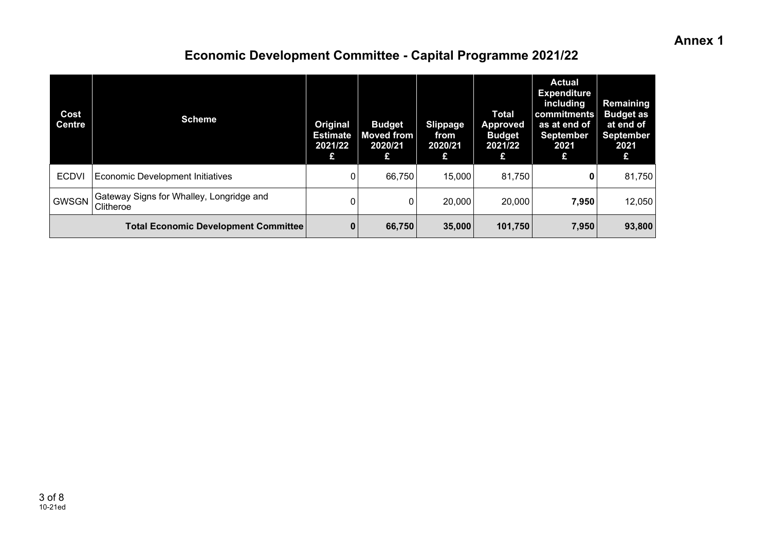**Annex 1**

# Economic Development Committee - Capital Programme 2021/22

| Cost Centre | Scheme | Original Estimate 2021/22 £ | Budget Moved from 2020/21 £ | Slippage from 2020/21 £ | Total Approved Budget 2021/22 £ | Actual Expenditure including commitments as at end of September 2021 £ | Remaining Budget as at end of September 2021 £ |
|---|---|---|---|---|---|---|---|
| ECDVI | Economic Development Initiatives | 0 | 66,750 | 15,000 | 81,750 | **0** | 81,750 |
| GWSGN | Gateway Signs for Whalley, Longridge and Clitheroe | 0 | 0 | 20,000 | 20,000 | **7,950** | 12,050 |
| **Total Economic Development Committee** | | **0** | **66,750** | **35,000** | **101,750** | **7,950** | **93,800** |

10-21ed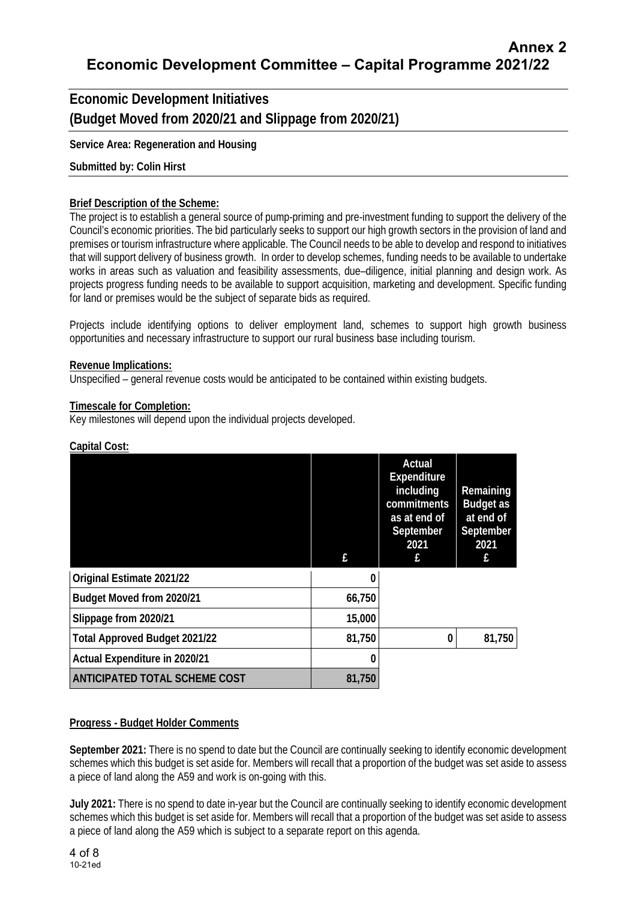# Annex 2

# Economic Development Committee – Capital Programme 2021/22

## Economic Development Initiatives (Budget Moved from 2020/21 and Slippage from 2020/21)

**Service Area: Regeneration and Housing**

**Submitted by: Colin Hirst**

**Brief Description of the Scheme:**

The project is to establish a general source of pump-priming and pre-investment funding to support the delivery of the Council's economic priorities. The bid particularly seeks to support our high growth sectors in the provision of land and premises or tourism infrastructure where applicable. The Council needs to be able to develop and respond to initiatives that will support delivery of business growth. In order to develop schemes, funding needs to be available to undertake works in areas such as valuation and feasibility assessments, due–diligence, initial planning and design work. As projects progress funding needs to be available to support acquisition, marketing and development. Specific funding for land or premises would be the subject of separate bids as required.

Projects include identifying options to deliver employment land, schemes to support high growth business opportunities and necessary infrastructure to support our rural business base including tourism.

**Revenue Implications:**

Unspecified – general revenue costs would be anticipated to be contained within existing budgets.

**Timescale for Completion:**

Key milestones will depend upon the individual projects developed.

**Capital Cost:**

| | £ | Actual Expenditure including commitments as at end of September 2021 £ | Remaining Budget as at end of September 2021 £ |
|---|---|---|---|
| Original Estimate 2021/22 | 0 | | |
| Budget Moved from 2020/21 | 66,750 | | |
| Slippage from 2020/21 | 15,000 | | |
| Total Approved Budget 2021/22 | 81,750 | 0 | 81,750 |
| Actual Expenditure in 2020/21 | 0 | | |
| ANTICIPATED TOTAL SCHEME COST | 81,750 | | |

**Progress - Budget Holder Comments**

**September 2021:** There is no spend to date but the Council are continually seeking to identify economic development schemes which this budget is set aside for. Members will recall that a proportion of the budget was set aside to assess a piece of land along the A59 and work is on-going with this.

**July 2021:** There is no spend to date in-year but the Council are continually seeking to identify economic development schemes which this budget is set aside for. Members will recall that a proportion of the budget was set aside to assess a piece of land along the A59 which is subject to a separate report on this agenda.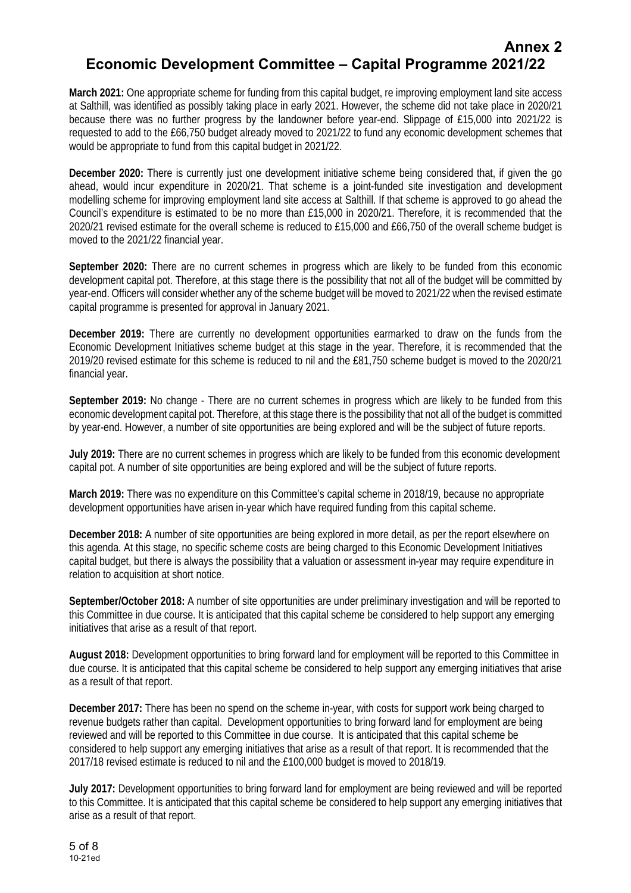**Annex 2**

# Economic Development Committee – Capital Programme 2021/22

**March 2021:** One appropriate scheme for funding from this capital budget, re improving employment land site access at Salthill, was identified as possibly taking place in early 2021. However, the scheme did not take place in 2020/21 because there was no further progress by the landowner before year-end. Slippage of £15,000 into 2021/22 is requested to add to the £66,750 budget already moved to 2021/22 to fund any economic development schemes that would be appropriate to fund from this capital budget in 2021/22.

**December 2020:** There is currently just one development initiative scheme being considered that, if given the go ahead, would incur expenditure in 2020/21. That scheme is a joint-funded site investigation and development modelling scheme for improving employment land site access at Salthill. If that scheme is approved to go ahead the Council's expenditure is estimated to be no more than £15,000 in 2020/21. Therefore, it is recommended that the 2020/21 revised estimate for the overall scheme is reduced to £15,000 and £66,750 of the overall scheme budget is moved to the 2021/22 financial year.

**September 2020:** There are no current schemes in progress which are likely to be funded from this economic development capital pot. Therefore, at this stage there is the possibility that not all of the budget will be committed by year-end. Officers will consider whether any of the scheme budget will be moved to 2021/22 when the revised estimate capital programme is presented for approval in January 2021.

**December 2019:** There are currently no development opportunities earmarked to draw on the funds from the Economic Development Initiatives scheme budget at this stage in the year. Therefore, it is recommended that the 2019/20 revised estimate for this scheme is reduced to nil and the £81,750 scheme budget is moved to the 2020/21 financial year.

**September 2019:** No change - There are no current schemes in progress which are likely to be funded from this economic development capital pot. Therefore, at this stage there is the possibility that not all of the budget is committed by year-end. However, a number of site opportunities are being explored and will be the subject of future reports.

**July 2019:** There are no current schemes in progress which are likely to be funded from this economic development capital pot. A number of site opportunities are being explored and will be the subject of future reports.

**March 2019:** There was no expenditure on this Committee's capital scheme in 2018/19, because no appropriate development opportunities have arisen in-year which have required funding from this capital scheme.

**December 2018:** A number of site opportunities are being explored in more detail, as per the report elsewhere on this agenda. At this stage, no specific scheme costs are being charged to this Economic Development Initiatives capital budget, but there is always the possibility that a valuation or assessment in-year may require expenditure in relation to acquisition at short notice.

**September/October 2018:** A number of site opportunities are under preliminary investigation and will be reported to this Committee in due course. It is anticipated that this capital scheme be considered to help support any emerging initiatives that arise as a result of that report.

**August 2018:** Development opportunities to bring forward land for employment will be reported to this Committee in due course. It is anticipated that this capital scheme be considered to help support any emerging initiatives that arise as a result of that report.

**December 2017:** There has been no spend on the scheme in-year, with costs for support work being charged to revenue budgets rather than capital. Development opportunities to bring forward land for employment are being reviewed and will be reported to this Committee in due course. It is anticipated that this capital scheme be considered to help support any emerging initiatives that arise as a result of that report. It is recommended that the 2017/18 revised estimate is reduced to nil and the £100,000 budget is moved to 2018/19.

**July 2017:** Development opportunities to bring forward land for employment are being reviewed and will be reported to this Committee. It is anticipated that this capital scheme be considered to help support any emerging initiatives that arise as a result of that report.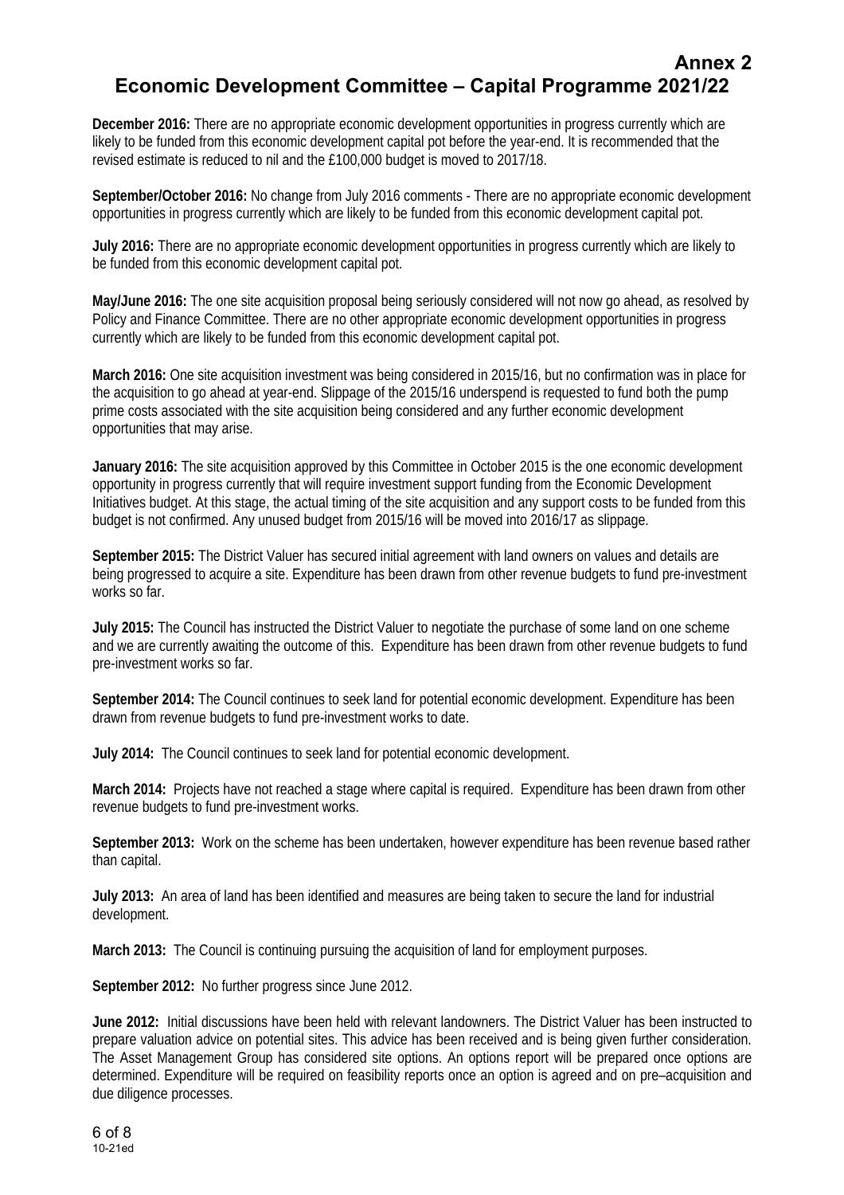# Annex 2

## Economic Development Committee – Capital Programme 2021/22

**December 2016:** There are no appropriate economic development opportunities in progress currently which are likely to be funded from this economic development capital pot before the year-end. It is recommended that the revised estimate is reduced to nil and the £100,000 budget is moved to 2017/18.

**September/October 2016:** No change from July 2016 comments - There are no appropriate economic development opportunities in progress currently which are likely to be funded from this economic development capital pot.

**July 2016:** There are no appropriate economic development opportunities in progress currently which are likely to be funded from this economic development capital pot.

**May/June 2016:** The one site acquisition proposal being seriously considered will not now go ahead, as resolved by Policy and Finance Committee. There are no other appropriate economic development opportunities in progress currently which are likely to be funded from this economic development capital pot.

**March 2016:** One site acquisition investment was being considered in 2015/16, but no confirmation was in place for the acquisition to go ahead at year-end. Slippage of the 2015/16 underspend is requested to fund both the pump prime costs associated with the site acquisition being considered and any further economic development opportunities that may arise.

**January 2016:** The site acquisition approved by this Committee in October 2015 is the one economic development opportunity in progress currently that will require investment support funding from the Economic Development Initiatives budget. At this stage, the actual timing of the site acquisition and any support costs to be funded from this budget is not confirmed. Any unused budget from 2015/16 will be moved into 2016/17 as slippage.

**September 2015:** The District Valuer has secured initial agreement with land owners on values and details are being progressed to acquire a site. Expenditure has been drawn from other revenue budgets to fund pre-investment works so far.

**July 2015:** The Council has instructed the District Valuer to negotiate the purchase of some land on one scheme and we are currently awaiting the outcome of this. Expenditure has been drawn from other revenue budgets to fund pre-investment works so far.

**September 2014:** The Council continues to seek land for potential economic development. Expenditure has been drawn from revenue budgets to fund pre-investment works to date.

**July 2014:** The Council continues to seek land for potential economic development.

**March 2014:** Projects have not reached a stage where capital is required. Expenditure has been drawn from other revenue budgets to fund pre-investment works.

**September 2013:** Work on the scheme has been undertaken, however expenditure has been revenue based rather than capital.

**July 2013:** An area of land has been identified and measures are being taken to secure the land for industrial development.

**March 2013:** The Council is continuing pursuing the acquisition of land for employment purposes.

**September 2012:** No further progress since June 2012.

**June 2012:** Initial discussions have been held with relevant landowners. The District Valuer has been instructed to prepare valuation advice on potential sites. This advice has been received and is being given further consideration. The Asset Management Group has considered site options. An options report will be prepared once options are determined. Expenditure will be required on feasibility reports once an option is agreed and on pre–acquisition and due diligence processes.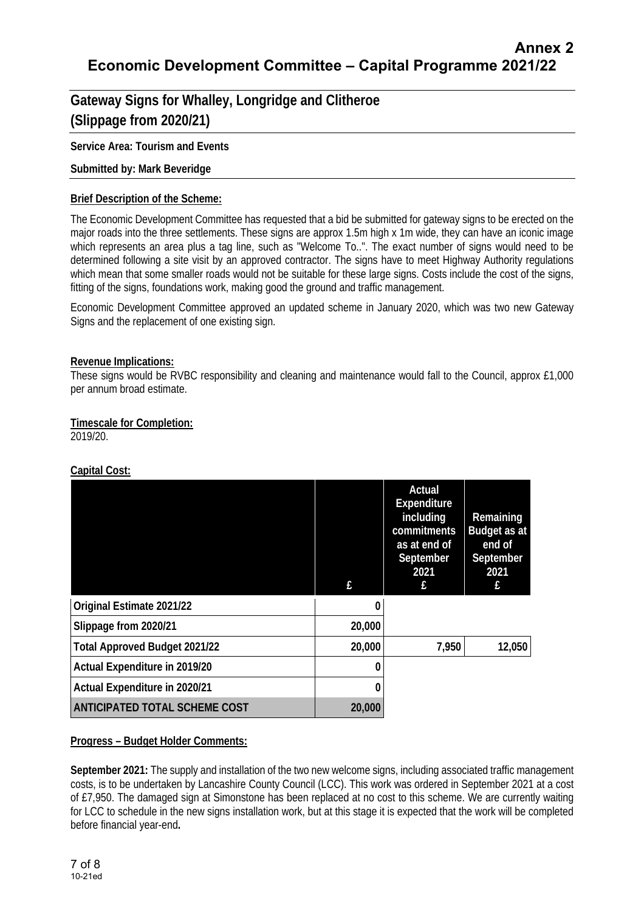# Annex 2
# Economic Development Committee – Capital Programme 2021/22

## Gateway Signs for Whalley, Longridge and Clitheroe (Slippage from 2020/21)

**Service Area: Tourism and Events**

**Submitted by: Mark Beveridge**

**Brief Description of the Scheme:**

The Economic Development Committee has requested that a bid be submitted for gateway signs to be erected on the major roads into the three settlements. These signs are approx 1.5m high x 1m wide, they can have an iconic image which represents an area plus a tag line, such as "Welcome To..". The exact number of signs would need to be determined following a site visit by an approved contractor. The signs have to meet Highway Authority regulations which mean that some smaller roads would not be suitable for these large signs. Costs include the cost of the signs, fitting of the signs, foundations work, making good the ground and traffic management.

Economic Development Committee approved an updated scheme in January 2020, which was two new Gateway Signs and the replacement of one existing sign.

**Revenue Implications:**
These signs would be RVBC responsibility and cleaning and maintenance would fall to the Council, approx £1,000 per annum broad estimate.

**Timescale for Completion:**
2019/20.

**Capital Cost:**

| | £ | Actual Expenditure including commitments as at end of September 2021 £ | Remaining Budget as at end of September 2021 £ |
|---|---|---|---|
| Original Estimate 2021/22 | 0 | | |
| Slippage from 2020/21 | 20,000 | | |
| Total Approved Budget 2021/22 | 20,000 | 7,950 | 12,050 |
| Actual Expenditure in 2019/20 | 0 | | |
| Actual Expenditure in 2020/21 | 0 | | |
| ANTICIPATED TOTAL SCHEME COST | 20,000 | | |

**Progress – Budget Holder Comments:**

**September 2021:** The supply and installation of the two new welcome signs, including associated traffic management costs, is to be undertaken by Lancashire County Council (LCC). This work was ordered in September 2021 at a cost of £7,950. The damaged sign at Simonstone has been replaced at no cost to this scheme. We are currently waiting for LCC to schedule in the new signs installation work, but at this stage it is expected that the work will be completed before financial year-end**.**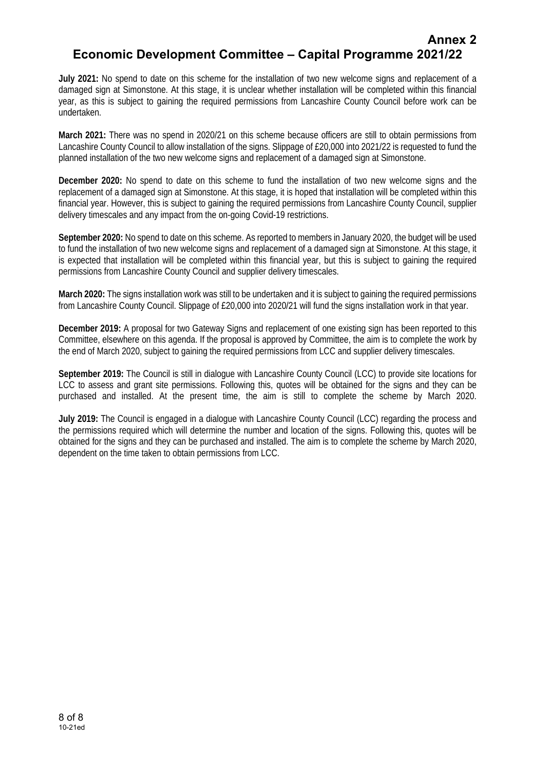**Annex 2**

# Economic Development Committee – Capital Programme 2021/22

**July 2021:** No spend to date on this scheme for the installation of two new welcome signs and replacement of a damaged sign at Simonstone. At this stage, it is unclear whether installation will be completed within this financial year, as this is subject to gaining the required permissions from Lancashire County Council before work can be undertaken.

**March 2021:** There was no spend in 2020/21 on this scheme because officers are still to obtain permissions from Lancashire County Council to allow installation of the signs. Slippage of £20,000 into 2021/22 is requested to fund the planned installation of the two new welcome signs and replacement of a damaged sign at Simonstone.

**December 2020:** No spend to date on this scheme to fund the installation of two new welcome signs and the replacement of a damaged sign at Simonstone. At this stage, it is hoped that installation will be completed within this financial year. However, this is subject to gaining the required permissions from Lancashire County Council, supplier delivery timescales and any impact from the on-going Covid-19 restrictions.

**September 2020:** No spend to date on this scheme. As reported to members in January 2020, the budget will be used to fund the installation of two new welcome signs and replacement of a damaged sign at Simonstone. At this stage, it is expected that installation will be completed within this financial year, but this is subject to gaining the required permissions from Lancashire County Council and supplier delivery timescales.

**March 2020:** The signs installation work was still to be undertaken and it is subject to gaining the required permissions from Lancashire County Council. Slippage of £20,000 into 2020/21 will fund the signs installation work in that year.

**December 2019:** A proposal for two Gateway Signs and replacement of one existing sign has been reported to this Committee, elsewhere on this agenda. If the proposal is approved by Committee, the aim is to complete the work by the end of March 2020, subject to gaining the required permissions from LCC and supplier delivery timescales.

**September 2019:** The Council is still in dialogue with Lancashire County Council (LCC) to provide site locations for LCC to assess and grant site permissions. Following this, quotes will be obtained for the signs and they can be purchased and installed. At the present time, the aim is still to complete the scheme by March 2020.

**July 2019:** The Council is engaged in a dialogue with Lancashire County Council (LCC) regarding the process and the permissions required which will determine the number and location of the signs. Following this, quotes will be obtained for the signs and they can be purchased and installed. The aim is to complete the scheme by March 2020, dependent on the time taken to obtain permissions from LCC.